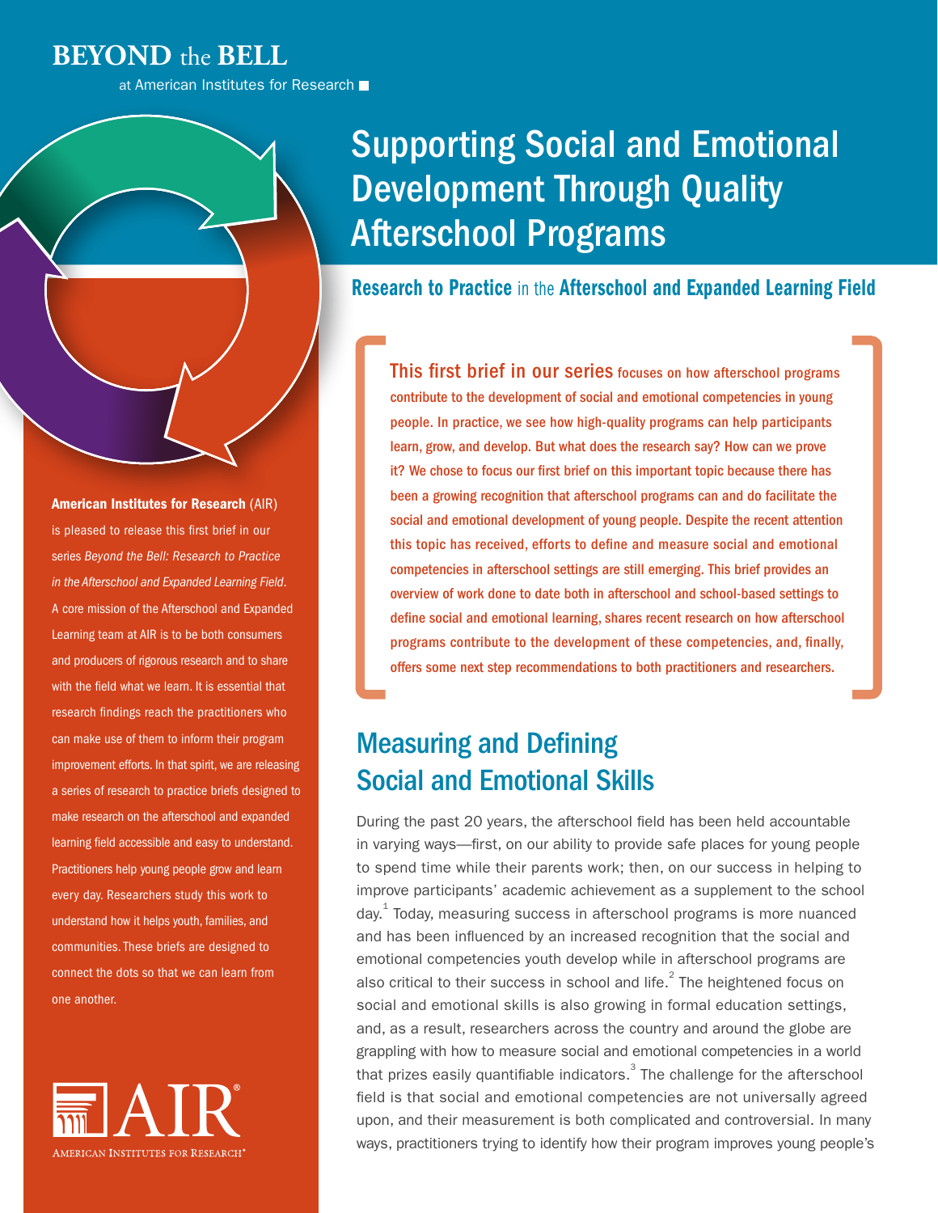**BEYOND the BELL**

at American Institutes for Research

# Supporting Social and Emotional Development Through Quality Afterschool Programs

### Research to Practice in the Afterschool and Expanded Learning Field

**American Institutes for Research** (AIR) is pleased to release this first brief in our series *Beyond the Bell: Research to Practice in the Afterschool and Expanded Learning Field.* A core mission of the Afterschool and Expanded Learning team at AIR is to be both consumers and producers of rigorous research and to share with the field what we learn. It is essential that research findings reach the practitioners who can make use of them to inform their program improvement efforts. In that spirit, we are releasing a series of research to practice briefs designed to make research on the afterschool and expanded learning field accessible and easy to understand. Practitioners help young people grow and learn every day. Researchers study this work to understand how it helps youth, families, and communities. These briefs are designed to connect the dots so that we can learn from one another.

AIR — American Institutes for Research

This first brief in our series focuses on how afterschool programs contribute to the development of social and emotional competencies in young people. In practice, we see how high-quality programs can help participants learn, grow, and develop. But what does the research say? How can we prove it? We chose to focus our first brief on this important topic because there has been a growing recognition that afterschool programs can and do facilitate the social and emotional development of young people. Despite the recent attention this topic has received, efforts to define and measure social and emotional competencies in afterschool settings are still emerging. This brief provides an overview of work done to date both in afterschool and school-based settings to define social and emotional learning, shares recent research on how afterschool programs contribute to the development of these competencies, and, finally, offers some next step recommendations to both practitioners and researchers.

## Measuring and Defining Social and Emotional Skills

During the past 20 years, the afterschool field has been held accountable in varying ways—first, on our ability to provide safe places for young people to spend time while their parents work; then, on our success in helping to improve participants' academic achievement as a supplement to the school day.[1] Today, measuring success in afterschool programs is more nuanced and has been influenced by an increased recognition that the social and emotional competencies youth develop while in afterschool programs are also critical to their success in school and life.[2] The heightened focus on social and emotional skills is also growing in formal education settings, and, as a result, researchers across the country and around the globe are grappling with how to measure social and emotional competencies in a world that prizes easily quantifiable indicators.[3] The challenge for the afterschool field is that social and emotional competencies are not universally agreed upon, and their measurement is both complicated and controversial. In many ways, practitioners trying to identify how their program improves young people's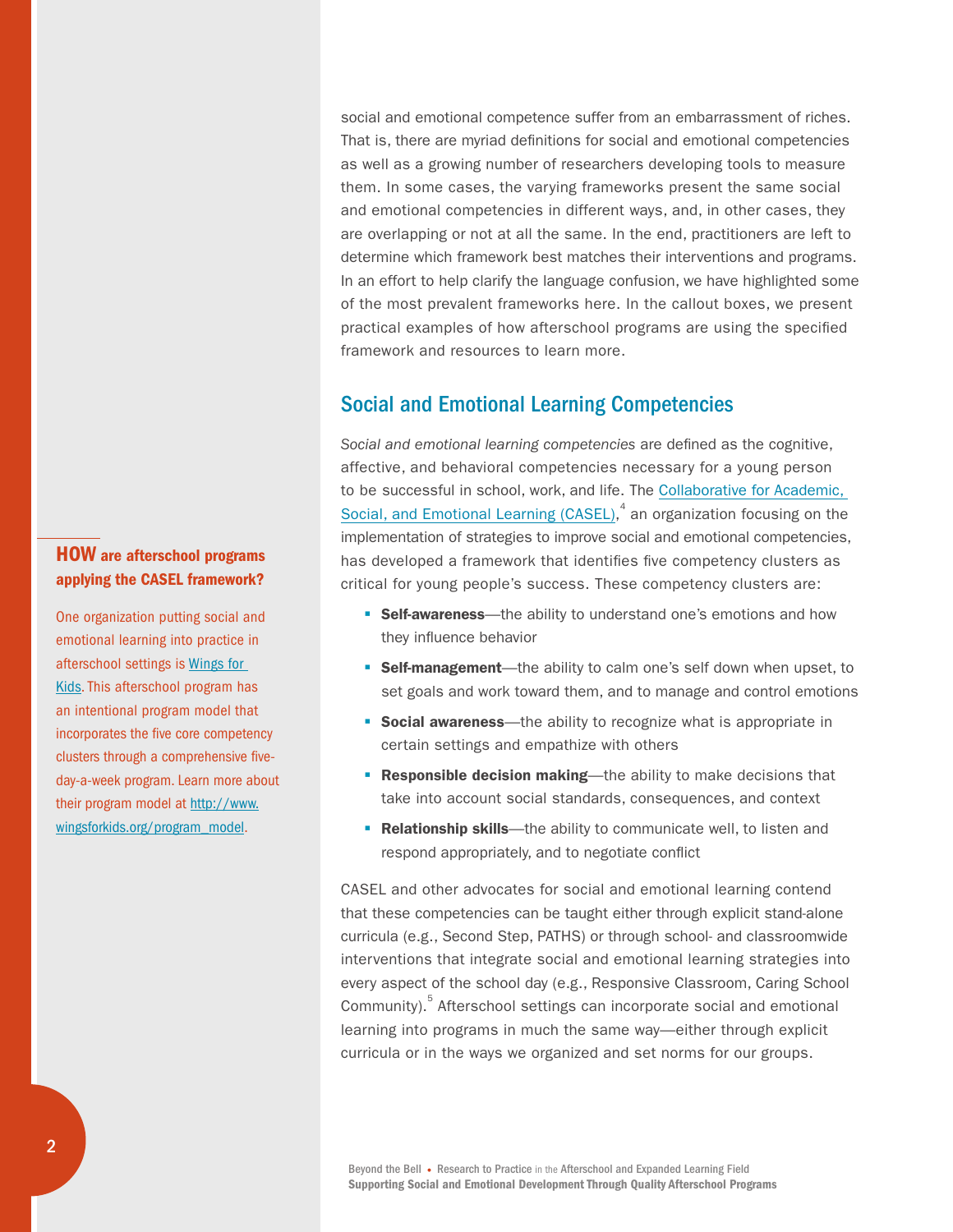social and emotional competence suffer from an embarrassment of riches. That is, there are myriad definitions for social and emotional competencies as well as a growing number of researchers developing tools to measure them. In some cases, the varying frameworks present the same social and emotional competencies in different ways, and, in other cases, they are overlapping or not at all the same. In the end, practitioners are left to determine which framework best matches their interventions and programs. In an effort to help clarify the language confusion, we have highlighted some of the most prevalent frameworks here. In the callout boxes, we present practical examples of how afterschool programs are using the specified framework and resources to learn more.

## Social and Emotional Learning Competencies

*Social and emotional learning competencies* are defined as the cognitive, affective, and behavioral competencies necessary for a young person to be successful in school, work, and life. The Collaborative for Academic, Social, and Emotional Learning (CASEL),[4] an organization focusing on the implementation of strategies to improve social and emotional competencies, has developed a framework that identifies five competency clusters as critical for young people's success. These competency clusters are:

- **Self-awareness**—the ability to understand one's emotions and how they influence behavior
- **Self-management**—the ability to calm one's self down when upset, to set goals and work toward them, and to manage and control emotions
- **Social awareness**—the ability to recognize what is appropriate in certain settings and empathize with others
- **Responsible decision making**—the ability to make decisions that take into account social standards, consequences, and context
- **Relationship skills**—the ability to communicate well, to listen and respond appropriately, and to negotiate conflict

CASEL and other advocates for social and emotional learning contend that these competencies can be taught either through explicit stand-alone curricula (e.g., Second Step, PATHS) or through school- and classroomwide interventions that integrate social and emotional learning strategies into every aspect of the school day (e.g., Responsive Classroom, Caring School Community).[5] Afterschool settings can incorporate social and emotional learning into programs in much the same way—either through explicit curricula or in the ways we organized and set norms for our groups.

### HOW are afterschool programs applying the CASEL framework?

One organization putting social and emotional learning into practice in afterschool settings is Wings for Kids. This afterschool program has an intentional program model that incorporates the five core competency clusters through a comprehensive five-day-a-week program. Learn more about their program model at http://www.wingsforkids.org/program_model.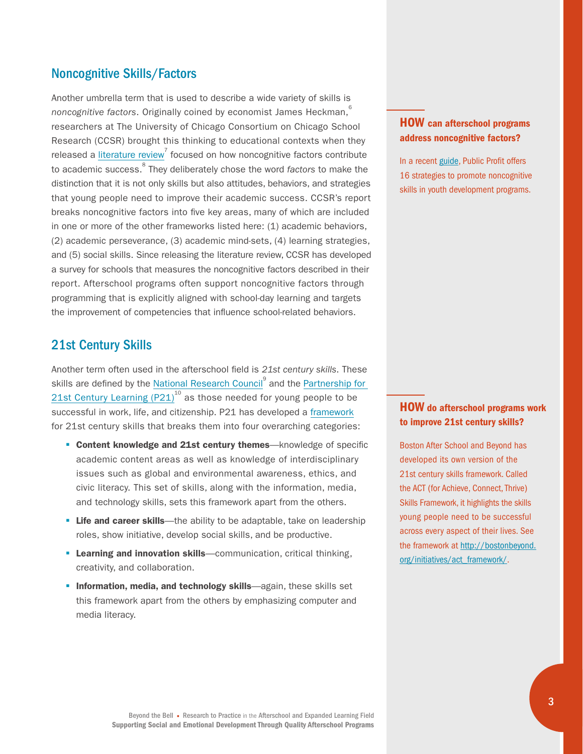## Noncognitive Skills/Factors

Another umbrella term that is used to describe a wide variety of skills is *noncognitive factors*. Originally coined by economist James Heckman,[6] researchers at The University of Chicago Consortium on Chicago School Research (CCSR) brought this thinking to educational contexts when they released a literature review[7] focused on how noncognitive factors contribute to academic success.[8] They deliberately chose the word *factors* to make the distinction that it is not only skills but also attitudes, behaviors, and strategies that young people need to improve their academic success. CCSR's report breaks noncognitive factors into five key areas, many of which are included in one or more of the other frameworks listed here: (1) academic behaviors, (2) academic perseverance, (3) academic mind-sets, (4) learning strategies, and (5) social skills. Since releasing the literature review, CCSR has developed a survey for schools that measures the noncognitive factors described in their report. Afterschool programs often support noncognitive factors through programming that is explicitly aligned with school-day learning and targets the improvement of competencies that influence school-related behaviors.

### HOW can afterschool programs address noncognitive factors?

In a recent guide, Public Profit offers 16 strategies to promote noncognitive skills in youth development programs.

## 21st Century Skills

Another term often used in the afterschool field is *21st century skills*. These skills are defined by the National Research Council[9] and the Partnership for 21st Century Learning (P21)[10] as those needed for young people to be successful in work, life, and citizenship. P21 has developed a framework for 21st century skills that breaks them into four overarching categories:

- **Content knowledge and 21st century themes**—knowledge of specific academic content areas as well as knowledge of interdisciplinary issues such as global and environmental awareness, ethics, and civic literacy. This set of skills, along with the information, media, and technology skills, sets this framework apart from the others.
- **Life and career skills**—the ability to be adaptable, take on leadership roles, show initiative, develop social skills, and be productive.
- **Learning and innovation skills**—communication, critical thinking, creativity, and collaboration.
- **Information, media, and technology skills**—again, these skills set this framework apart from the others by emphasizing computer and media literacy.

### HOW do afterschool programs work to improve 21st century skills?

Boston After School and Beyond has developed its own version of the 21st century skills framework. Called the ACT (for Achieve, Connect, Thrive) Skills Framework, it highlights the skills young people need to be successful across every aspect of their lives. See the framework at http://bostonbeyond.org/initiatives/act_framework/.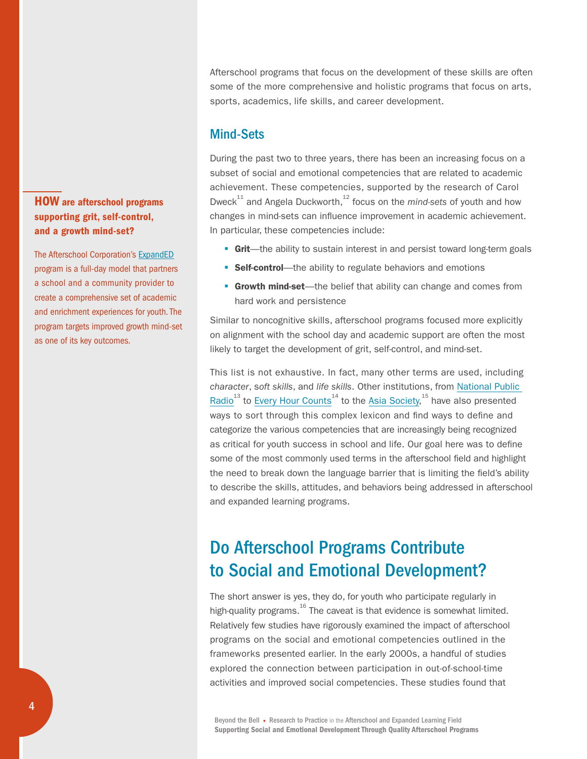Afterschool programs that focus on the development of these skills are often some of the more comprehensive and holistic programs that focus on arts, sports, academics, life skills, and career development.

### Mind-Sets

During the past two to three years, there has been an increasing focus on a subset of social and emotional competencies that are related to academic achievement. These competencies, supported by the research of Carol Dweck[11] and Angela Duckworth,[12] focus on the *mind-sets* of youth and how changes in mind-sets can influence improvement in academic achievement. In particular, these competencies include:

- **Grit**—the ability to sustain interest in and persist toward long-term goals
- **Self-control**—the ability to regulate behaviors and emotions
- **Growth mind-set**—the belief that ability can change and comes from hard work and persistence

Similar to noncognitive skills, afterschool programs focused more explicitly on alignment with the school day and academic support are often the most likely to target the development of grit, self-control, and mind-set.

This list is not exhaustive. In fact, many other terms are used, including *character*, *soft skills*, and *life skills*. Other institutions, from National Public Radio[13] to Every Hour Counts[14] to the Asia Society,[15] have also presented ways to sort through this complex lexicon and find ways to define and categorize the various competencies that are increasingly being recognized as critical for youth success in school and life. Our goal here was to define some of the most commonly used terms in the afterschool field and highlight the need to break down the language barrier that is limiting the field's ability to describe the skills, attitudes, and behaviors being addressed in afterschool and expanded learning programs.

> **HOW are afterschool programs supporting grit, self-control, and a growth mind-set?**
>
> The Afterschool Corporation's ExpandED program is a full-day model that partners a school and a community provider to create a comprehensive set of academic and enrichment experiences for youth. The program targets improved growth mind-set as one of its key outcomes.

## Do Afterschool Programs Contribute to Social and Emotional Development?

The short answer is yes, they do, for youth who participate regularly in high-quality programs.[16] The caveat is that evidence is somewhat limited. Relatively few studies have rigorously examined the impact of afterschool programs on the social and emotional competencies outlined in the frameworks presented earlier. In the early 2000s, a handful of studies explored the connection between participation in out-of-school-time activities and improved social competencies. These studies found that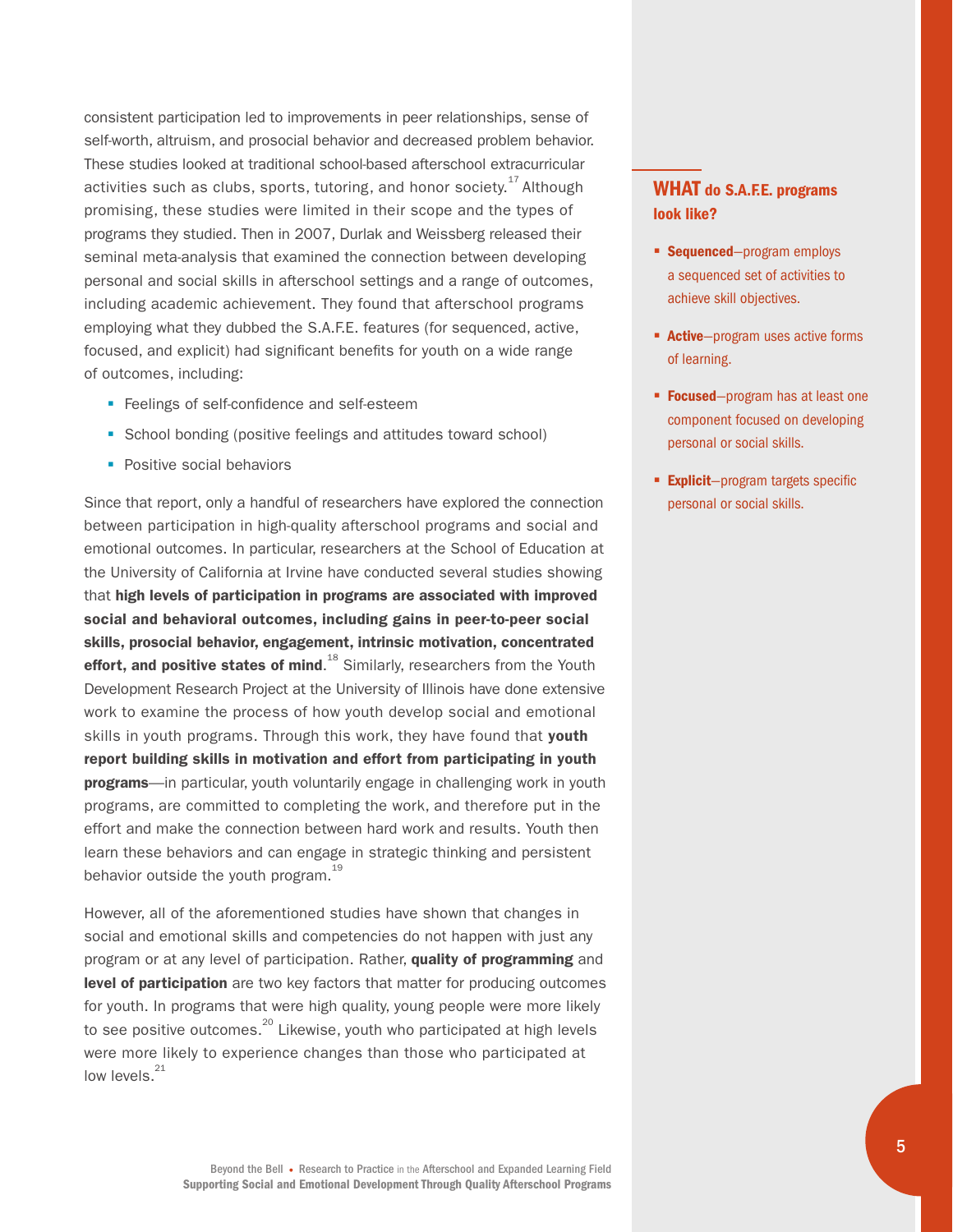consistent participation led to improvements in peer relationships, sense of self-worth, altruism, and prosocial behavior and decreased problem behavior. These studies looked at traditional school-based afterschool extracurricular activities such as clubs, sports, tutoring, and honor society.[17] Although promising, these studies were limited in their scope and the types of programs they studied. Then in 2007, Durlak and Weissberg released their seminal meta-analysis that examined the connection between developing personal and social skills in afterschool settings and a range of outcomes, including academic achievement. They found that afterschool programs employing what they dubbed the S.A.F.E. features (for sequenced, active, focused, and explicit) had significant benefits for youth on a wide range of outcomes, including:

- Feelings of self-confidence and self-esteem
- School bonding (positive feelings and attitudes toward school)
- Positive social behaviors

Since that report, only a handful of researchers have explored the connection between participation in high-quality afterschool programs and social and emotional outcomes. In particular, researchers at the School of Education at the University of California at Irvine have conducted several studies showing that **high levels of participation in programs are associated with improved social and behavioral outcomes, including gains in peer-to-peer social skills, prosocial behavior, engagement, intrinsic motivation, concentrated effort, and positive states of mind**.[18] Similarly, researchers from the Youth Development Research Project at the University of Illinois have done extensive work to examine the process of how youth develop social and emotional skills in youth programs. Through this work, they have found that **youth report building skills in motivation and effort from participating in youth programs**—in particular, youth voluntarily engage in challenging work in youth programs, are committed to completing the work, and therefore put in the effort and make the connection between hard work and results. Youth then learn these behaviors and can engage in strategic thinking and persistent behavior outside the youth program.[19]

However, all of the aforementioned studies have shown that changes in social and emotional skills and competencies do not happen with just any program or at any level of participation. Rather, **quality of programming** and **level of participation** are two key factors that matter for producing outcomes for youth. In programs that were high quality, young people were more likely to see positive outcomes.[20] Likewise, youth who participated at high levels were more likely to experience changes than those who participated at low levels.[21]

## WHAT do S.A.F.E. programs look like?

- **Sequenced**—program employs a sequenced set of activities to achieve skill objectives.
- **Active**—program uses active forms of learning.
- **Focused**—program has at least one component focused on developing personal or social skills.
- **Explicit**—program targets specific personal or social skills.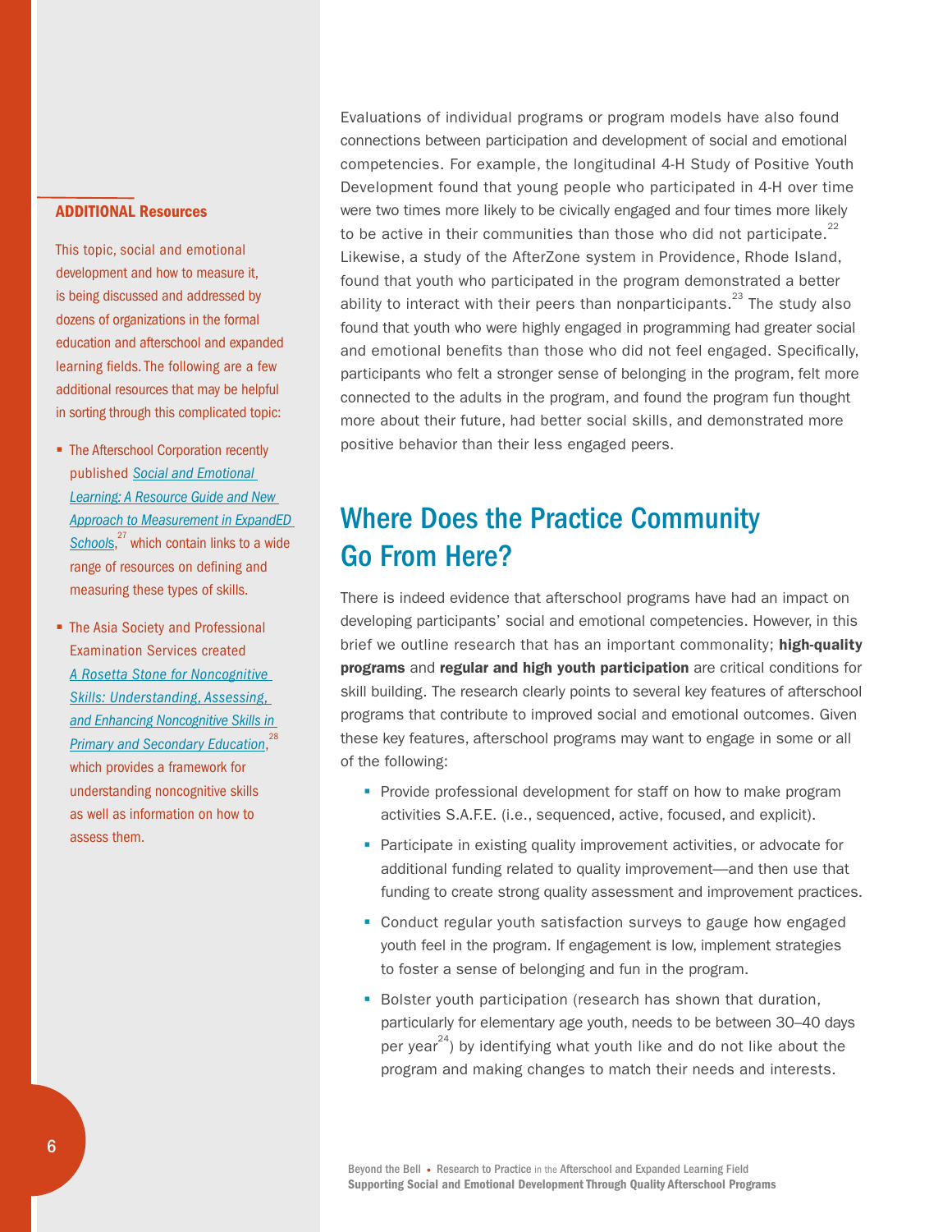Evaluations of individual programs or program models have also found connections between participation and development of social and emotional competencies. For example, the longitudinal 4-H Study of Positive Youth Development found that young people who participated in 4-H over time were two times more likely to be civically engaged and four times more likely to be active in their communities than those who did not participate.[22] Likewise, a study of the AfterZone system in Providence, Rhode Island, found that youth who participated in the program demonstrated a better ability to interact with their peers than nonparticipants.[23] The study also found that youth who were highly engaged in programming had greater social and emotional benefits than those who did not feel engaged. Specifically, participants who felt a stronger sense of belonging in the program, felt more connected to the adults in the program, and found the program fun thought more about their future, had better social skills, and demonstrated more positive behavior than their less engaged peers.

## Where Does the Practice Community Go From Here?

There is indeed evidence that afterschool programs have had an impact on developing participants' social and emotional competencies. However, in this brief we outline research that has an important commonality; **high-quality programs** and **regular and high youth participation** are critical conditions for skill building. The research clearly points to several key features of afterschool programs that contribute to improved social and emotional outcomes. Given these key features, afterschool programs may want to engage in some or all of the following:

- Provide professional development for staff on how to make program activities S.A.F.E. (i.e., sequenced, active, focused, and explicit).
- Participate in existing quality improvement activities, or advocate for additional funding related to quality improvement—and then use that funding to create strong quality assessment and improvement practices.
- Conduct regular youth satisfaction surveys to gauge how engaged youth feel in the program. If engagement is low, implement strategies to foster a sense of belonging and fun in the program.
- Bolster youth participation (research has shown that duration, particularly for elementary age youth, needs to be between 30–40 days per year[24]) by identifying what youth like and do not like about the program and making changes to match their needs and interests.

### ADDITIONAL Resources

This topic, social and emotional development and how to measure it, is being discussed and addressed by dozens of organizations in the formal education and afterschool and expanded learning fields. The following are a few additional resources that may be helpful in sorting through this complicated topic:

- The Afterschool Corporation recently published *Social and Emotional Learning: A Resource Guide and New Approach to Measurement in ExpandED Schools*,[27] which contain links to a wide range of resources on defining and measuring these types of skills.
- The Asia Society and Professional Examination Services created *A Rosetta Stone for Noncognitive Skills: Understanding, Assessing, and Enhancing Noncognitive Skills in Primary and Secondary Education*,[28] which provides a framework for understanding noncognitive skills as well as information on how to assess them.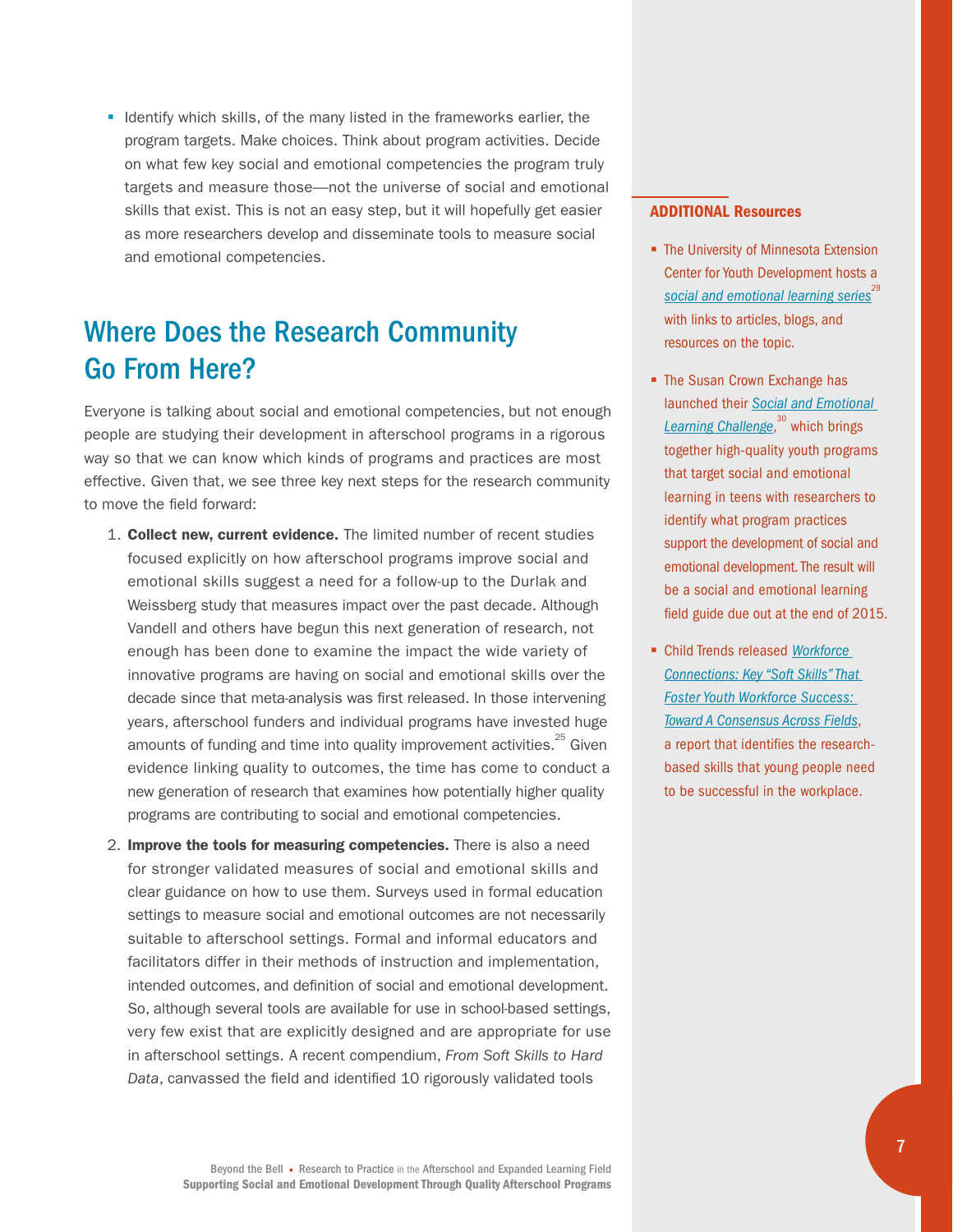- Identify which skills, of the many listed in the frameworks earlier, the program targets. Make choices. Think about program activities. Decide on what few key social and emotional competencies the program truly targets and measure those—not the universe of social and emotional skills that exist. This is not an easy step, but it will hopefully get easier as more researchers develop and disseminate tools to measure social and emotional competencies.

## Where Does the Research Community Go From Here?

Everyone is talking about social and emotional competencies, but not enough people are studying their development in afterschool programs in a rigorous way so that we can know which kinds of programs and practices are most effective. Given that, we see three key next steps for the research community to move the field forward:

1. **Collect new, current evidence.** The limited number of recent studies focused explicitly on how afterschool programs improve social and emotional skills suggest a need for a follow-up to the Durlak and Weissberg study that measures impact over the past decade. Although Vandell and others have begun this next generation of research, not enough has been done to examine the impact the wide variety of innovative programs are having on social and emotional skills over the decade since that meta-analysis was first released. In those intervening years, afterschool funders and individual programs have invested huge amounts of funding and time into quality improvement activities.[25] Given evidence linking quality to outcomes, the time has come to conduct a new generation of research that examines how potentially higher quality programs are contributing to social and emotional competencies.

2. **Improve the tools for measuring competencies.** There is also a need for stronger validated measures of social and emotional skills and clear guidance on how to use them. Surveys used in formal education settings to measure social and emotional outcomes are not necessarily suitable to afterschool settings. Formal and informal educators and facilitators differ in their methods of instruction and implementation, intended outcomes, and definition of social and emotional development. So, although several tools are available for use in school-based settings, very few exist that are explicitly designed and are appropriate for use in afterschool settings. A recent compendium, *From Soft Skills to Hard Data*, canvassed the field and identified 10 rigorously validated tools

### ADDITIONAL Resources

- The University of Minnesota Extension Center for Youth Development hosts a *social and emotional learning series*[29] with links to articles, blogs, and resources on the topic.
- The Susan Crown Exchange has launched their *Social and Emotional Learning Challenge*,[30] which brings together high-quality youth programs that target social and emotional learning in teens with researchers to identify what program practices support the development of social and emotional development. The result will be a social and emotional learning field guide due out at the end of 2015.
- Child Trends released *Workforce Connections: Key "Soft Skills" That Foster Youth Workforce Success: Toward A Consensus Across Fields*, a report that identifies the research-based skills that young people need to be successful in the workplace.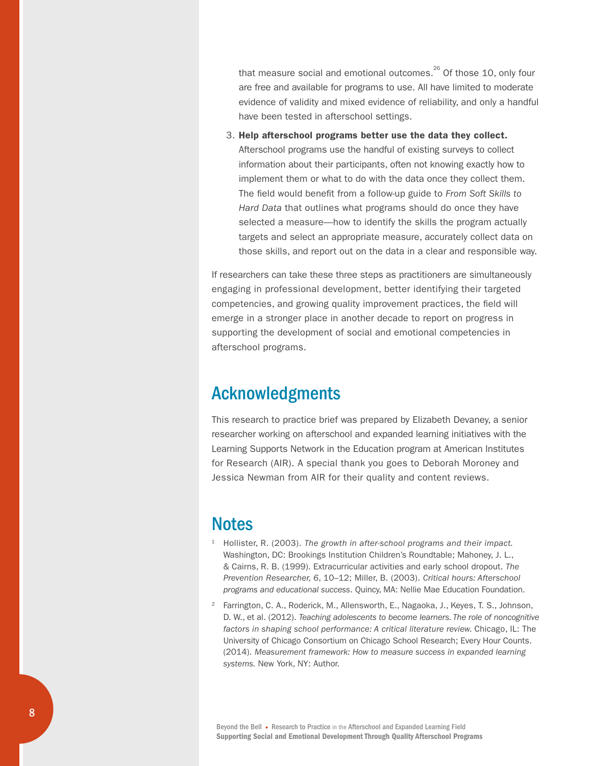that measure social and emotional outcomes.[26] Of those 10, only four are free and available for programs to use. All have limited to moderate evidence of validity and mixed evidence of reliability, and only a handful have been tested in afterschool settings.

3. **Help afterschool programs better use the data they collect.** Afterschool programs use the handful of existing surveys to collect information about their participants, often not knowing exactly how to implement them or what to do with the data once they collect them. The field would benefit from a follow-up guide to *From Soft Skills to Hard Data* that outlines what programs should do once they have selected a measure—how to identify the skills the program actually targets and select an appropriate measure, accurately collect data on those skills, and report out on the data in a clear and responsible way.

If researchers can take these three steps as practitioners are simultaneously engaging in professional development, better identifying their targeted competencies, and growing quality improvement practices, the field will emerge in a stronger place in another decade to report on progress in supporting the development of social and emotional competencies in afterschool programs.

## Acknowledgments

This research to practice brief was prepared by Elizabeth Devaney, a senior researcher working on afterschool and expanded learning initiatives with the Learning Supports Network in the Education program at American Institutes for Research (AIR). A special thank you goes to Deborah Moroney and Jessica Newman from AIR for their quality and content reviews.

## Notes

[1] Hollister, R. (2003). *The growth in after-school programs and their impact.* Washington, DC: Brookings Institution Children's Roundtable; Mahoney, J. L., & Cairns, R. B. (1999). Extracurricular activities and early school dropout. *The Prevention Researcher, 6*, 10–12; Miller, B. (2003). *Critical hours: Afterschool programs and educational success.* Quincy, MA: Nellie Mae Education Foundation.

[2] Farrington, C. A., Roderick, M., Allensworth, E., Nagaoka, J., Keyes, T. S., Johnson, D. W., et al. (2012). *Teaching adolescents to become learners. The role of noncognitive factors in shaping school performance: A critical literature review.* Chicago, IL: The University of Chicago Consortium on Chicago School Research; Every Hour Counts. (2014). *Measurement framework: How to measure success in expanded learning systems.* New York, NY: Author.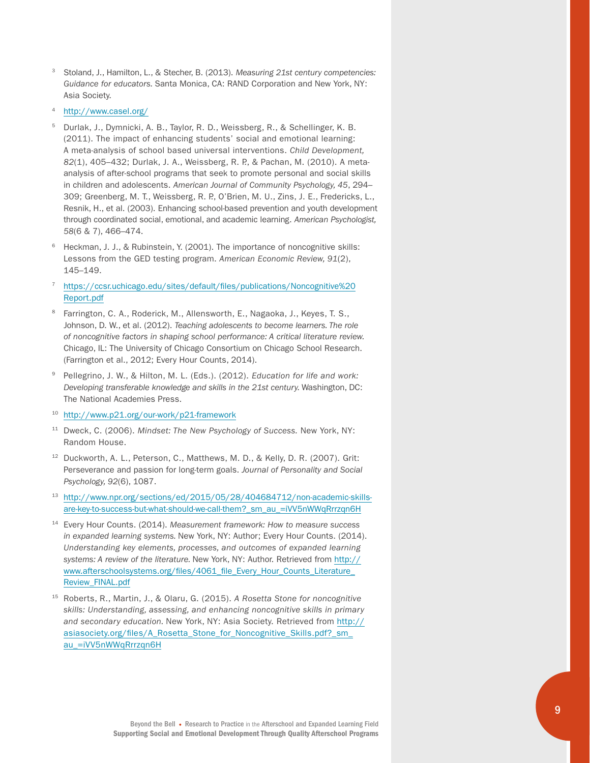[3] Stoland, J., Hamilton, L., & Stecher, B. (2013). *Measuring 21st century competencies: Guidance for educators.* Santa Monica, CA: RAND Corporation and New York, NY: Asia Society.

[4] http://www.casel.org/

[5] Durlak, J., Dymnicki, A. B., Taylor, R. D., Weissberg, R., & Schellinger, K. B. (2011). The impact of enhancing students' social and emotional learning: A meta-analysis of school based universal interventions. *Child Development, 82*(1), 405–432; Durlak, J. A., Weissberg, R. P., & Pachan, M. (2010). A meta-analysis of after-school programs that seek to promote personal and social skills in children and adolescents. *American Journal of Community Psychology, 45*, 294–309; Greenberg, M. T., Weissberg, R. P., O'Brien, M. U., Zins, J. E., Fredericks, L., Resnik, H., et al. (2003). Enhancing school-based prevention and youth development through coordinated social, emotional, and academic learning. *American Psychologist, 58*(6 & 7), 466–474.

[6] Heckman, J. J., & Rubinstein, Y. (2001). The importance of noncognitive skills: Lessons from the GED testing program. *American Economic Review, 91*(2), 145–149.

[7] https://ccsr.uchicago.edu/sites/default/files/publications/Noncognitive%20Report.pdf

[8] Farrington, C. A., Roderick, M., Allensworth, E., Nagaoka, J., Keyes, T. S., Johnson, D. W., et al. (2012). *Teaching adolescents to become learners. The role of noncognitive factors in shaping school performance: A critical literature review.* Chicago, IL: The University of Chicago Consortium on Chicago School Research. (Farrington et al., 2012; Every Hour Counts, 2014).

[9] Pellegrino, J. W., & Hilton, M. L. (Eds.). (2012). *Education for life and work: Developing transferable knowledge and skills in the 21st century.* Washington, DC: The National Academies Press.

[10] http://www.p21.org/our-work/p21-framework

[11] Dweck, C. (2006). *Mindset: The New Psychology of Success.* New York, NY: Random House.

[12] Duckworth, A. L., Peterson, C., Matthews, M. D., & Kelly, D. R. (2007). Grit: Perseverance and passion for long-term goals. *Journal of Personality and Social Psychology, 92*(6), 1087.

[13] http://www.npr.org/sections/ed/2015/05/28/404684712/non-academic-skills-are-key-to-success-but-what-should-we-call-them?_sm_au_=iVV5nWWqRrrzqn6H

[14] Every Hour Counts. (2014). *Measurement framework: How to measure success in expanded learning systems.* New York, NY: Author; Every Hour Counts. (2014). *Understanding key elements, processes, and outcomes of expanded learning systems: A review of the literature.* New York, NY: Author. Retrieved from http://www.afterschoolsystems.org/files/4061_file_Every_Hour_Counts_Literature_Review_FINAL.pdf

[15] Roberts, R., Martin, J., & Olaru, G. (2015). *A Rosetta Stone for noncognitive skills: Understanding, assessing, and enhancing noncognitive skills in primary and secondary education.* New York, NY: Asia Society. Retrieved from http://asiasociety.org/files/A_Rosetta_Stone_for_Noncognitive_Skills.pdf?_sm_au_=iVV5nWWqRrrzqn6H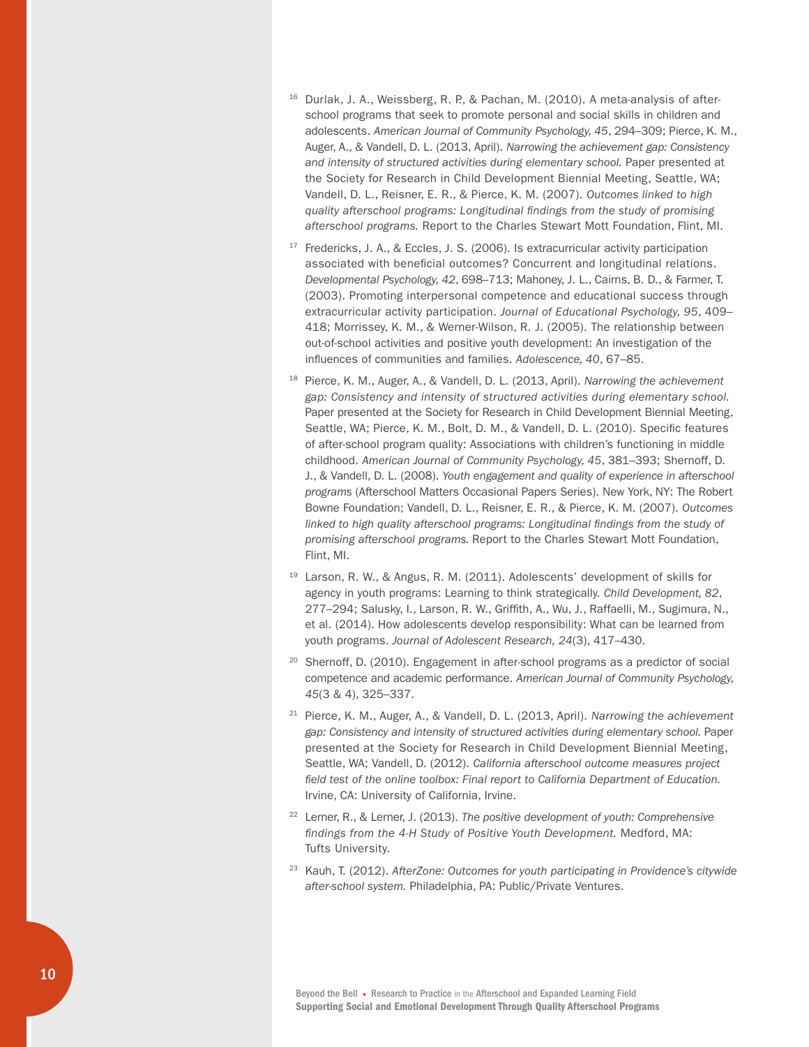[16] Durlak, J. A., Weissberg, R. P., & Pachan, M. (2010). A meta-analysis of after-school programs that seek to promote personal and social skills in children and adolescents. *American Journal of Community Psychology, 45*, 294–309; Pierce, K. M., Auger, A., & Vandell, D. L. (2013, April). *Narrowing the achievement gap: Consistency and intensity of structured activities during elementary school.* Paper presented at the Society for Research in Child Development Biennial Meeting, Seattle, WA; Vandell, D. L., Reisner, E. R., & Pierce, K. M. (2007). *Outcomes linked to high quality afterschool programs: Longitudinal findings from the study of promising afterschool programs.* Report to the Charles Stewart Mott Foundation, Flint, MI.

[17] Fredericks, J. A., & Eccles, J. S. (2006). Is extracurricular activity participation associated with beneficial outcomes? Concurrent and longitudinal relations. *Developmental Psychology, 42*, 698–713; Mahoney, J. L., Cairns, B. D., & Farmer, T. (2003). Promoting interpersonal competence and educational success through extracurricular activity participation. *Journal of Educational Psychology, 95*, 409–418; Morrissey, K. M., & Werner-Wilson, R. J. (2005). The relationship between out-of-school activities and positive youth development: An investigation of the influences of communities and families. *Adolescence, 40*, 67–85.

[18] Pierce, K. M., Auger, A., & Vandell, D. L. (2013, April). *Narrowing the achievement gap: Consistency and intensity of structured activities during elementary school.* Paper presented at the Society for Research in Child Development Biennial Meeting, Seattle, WA; Pierce, K. M., Bolt, D. M., & Vandell, D. L. (2010). Specific features of after-school program quality: Associations with children's functioning in middle childhood. *American Journal of Community Psychology, 45*, 381–393; Shernoff, D. J., & Vandell, D. L. (2008). *Youth engagement and quality of experience in afterschool programs* (Afterschool Matters Occasional Papers Series). New York, NY: The Robert Bowne Foundation; Vandell, D. L., Reisner, E. R., & Pierce, K. M. (2007). *Outcomes linked to high quality afterschool programs: Longitudinal findings from the study of promising afterschool programs.* Report to the Charles Stewart Mott Foundation, Flint, MI.

[19] Larson, R. W., & Angus, R. M. (2011). Adolescents' development of skills for agency in youth programs: Learning to think strategically. *Child Development, 82*, 277–294; Salusky, I., Larson, R. W., Griffith, A., Wu, J., Raffaelli, M., Sugimura, N., et al. (2014). How adolescents develop responsibility: What can be learned from youth programs. *Journal of Adolescent Research, 24*(3), 417–430.

[20] Shernoff, D. (2010). Engagement in after-school programs as a predictor of social competence and academic performance. *American Journal of Community Psychology, 45*(3 & 4), 325–337.

[21] Pierce, K. M., Auger, A., & Vandell, D. L. (2013, April). *Narrowing the achievement gap: Consistency and intensity of structured activities during elementary school.* Paper presented at the Society for Research in Child Development Biennial Meeting, Seattle, WA; Vandell, D. (2012). *California afterschool outcome measures project field test of the online toolbox: Final report to California Department of Education.* Irvine, CA: University of California, Irvine.

[22] Lerner, R., & Lerner, J. (2013). *The positive development of youth: Comprehensive findings from the 4-H Study of Positive Youth Development.* Medford, MA: Tufts University.

[23] Kauh, T. (2012). *AfterZone: Outcomes for youth participating in Providence's citywide after-school system.* Philadelphia, PA: Public/Private Ventures.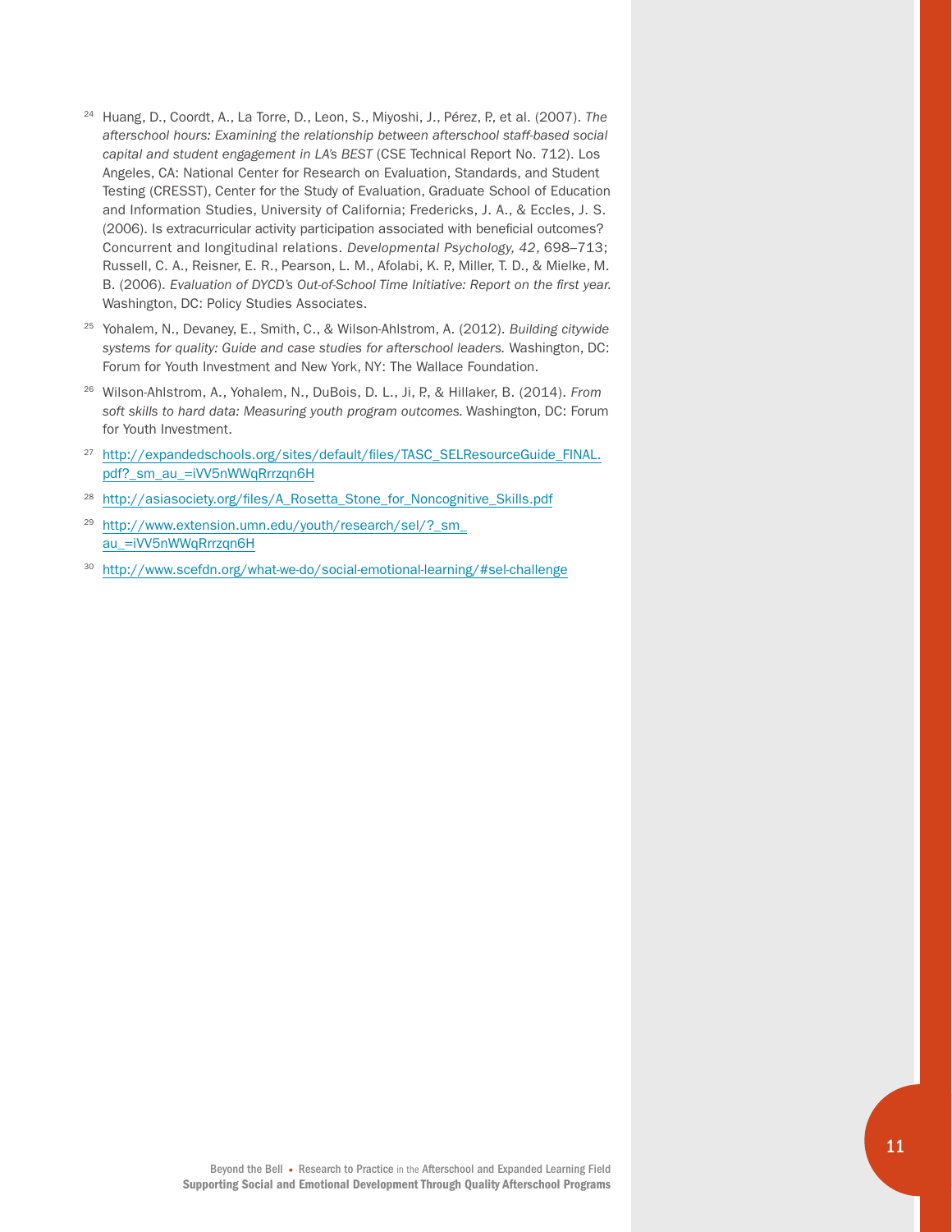[24] Huang, D., Coordt, A., La Torre, D., Leon, S., Miyoshi, J., Pérez, P., et al. (2007). *The afterschool hours: Examining the relationship between afterschool staff-based social capital and student engagement in LA's BEST* (CSE Technical Report No. 712). Los Angeles, CA: National Center for Research on Evaluation, Standards, and Student Testing (CRESST), Center for the Study of Evaluation, Graduate School of Education and Information Studies, University of California; Fredericks, J. A., & Eccles, J. S. (2006). Is extracurricular activity participation associated with beneficial outcomes? Concurrent and longitudinal relations. *Developmental Psychology, 42*, 698–713; Russell, C. A., Reisner, E. R., Pearson, L. M., Afolabi, K. P., Miller, T. D., & Mielke, M. B. (2006). *Evaluation of DYCD's Out-of-School Time Initiative: Report on the first year.* Washington, DC: Policy Studies Associates.

[25] Yohalem, N., Devaney, E., Smith, C., & Wilson-Ahlstrom, A. (2012). *Building citywide systems for quality: Guide and case studies for afterschool leaders.* Washington, DC: Forum for Youth Investment and New York, NY: The Wallace Foundation.

[26] Wilson-Ahlstrom, A., Yohalem, N., DuBois, D. L., Ji, P., & Hillaker, B. (2014). *From soft skills to hard data: Measuring youth program outcomes.* Washington, DC: Forum for Youth Investment.

[27] http://expandedschools.org/sites/default/files/TASC_SELResourceGuide_FINAL.pdf?_sm_au_=iVV5nWWqRrrzqn6H

[28] http://asiasociety.org/files/A_Rosetta_Stone_for_Noncognitive_Skills.pdf

[29] http://www.extension.umn.edu/youth/research/sel/?_sm_au_=iVV5nWWqRrrzqn6H

[30] http://www.scefdn.org/what-we-do/social-emotional-learning/#sel-challenge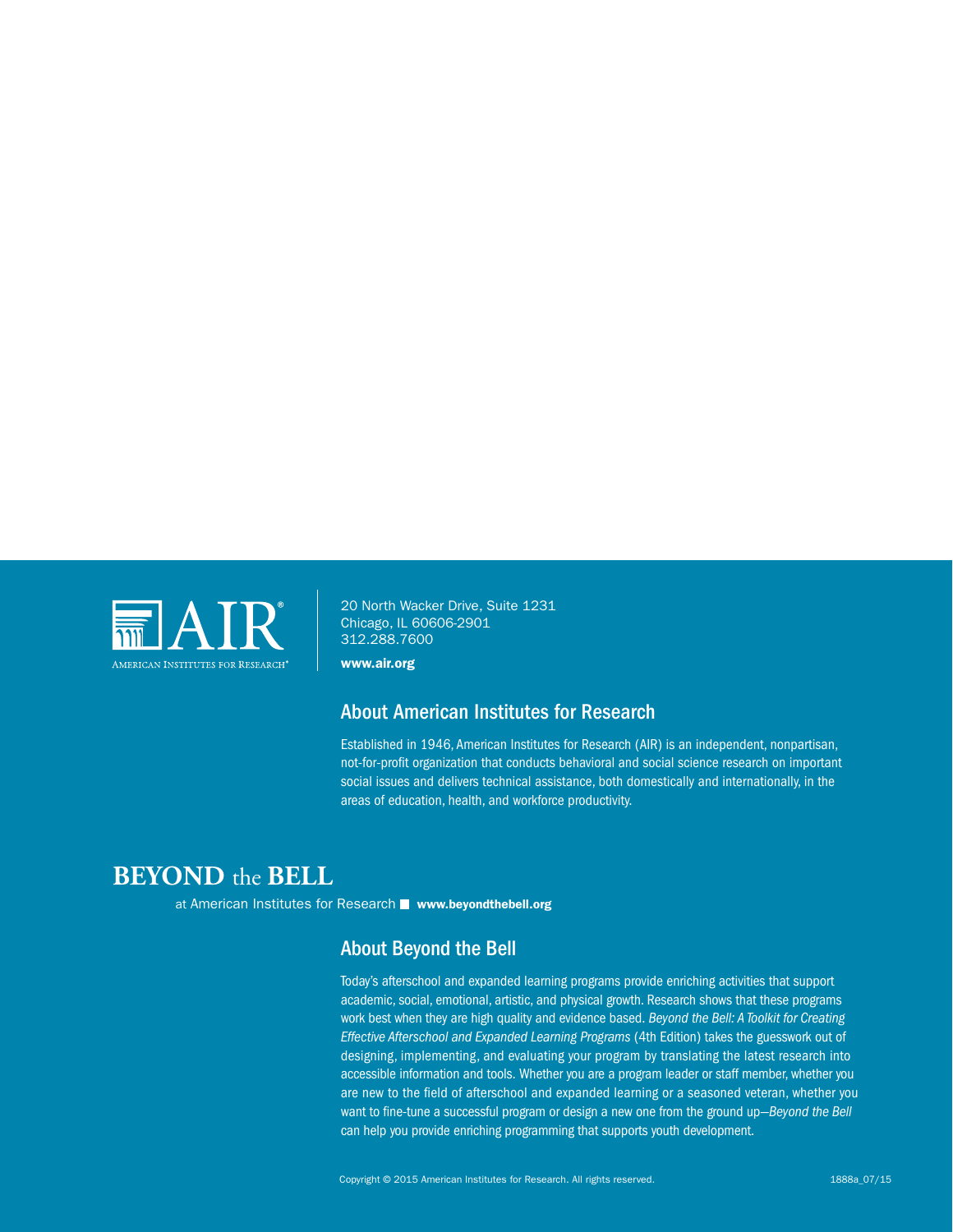AIR

American Institutes for Research®

20 North Wacker Drive, Suite 1231
Chicago, IL 60606-2901
312.288.7600

**www.air.org**

## About American Institutes for Research

Established in 1946, American Institutes for Research (AIR) is an independent, nonpartisan, not-for-profit organization that conducts behavioral and social science research on important social issues and delivers technical assistance, both domestically and internationally, in the areas of education, health, and workforce productivity.

**BEYOND the BELL**

at American Institutes for Research ■ **www.beyondthebell.org**

## About Beyond the Bell

Today's afterschool and expanded learning programs provide enriching activities that support academic, social, emotional, artistic, and physical growth. Research shows that these programs work best when they are high quality and evidence based. *Beyond the Bell: A Toolkit for Creating Effective Afterschool and Expanded Learning Programs* (4th Edition) takes the guesswork out of designing, implementing, and evaluating your program by translating the latest research into accessible information and tools. Whether you are a program leader or staff member, whether you are new to the field of afterschool and expanded learning or a seasoned veteran, whether you want to fine-tune a successful program or design a new one from the ground up—*Beyond the Bell* can help you provide enriching programming that supports youth development.

Copyright © 2015 American Institutes for Research. All rights reserved.

1888a_07/15